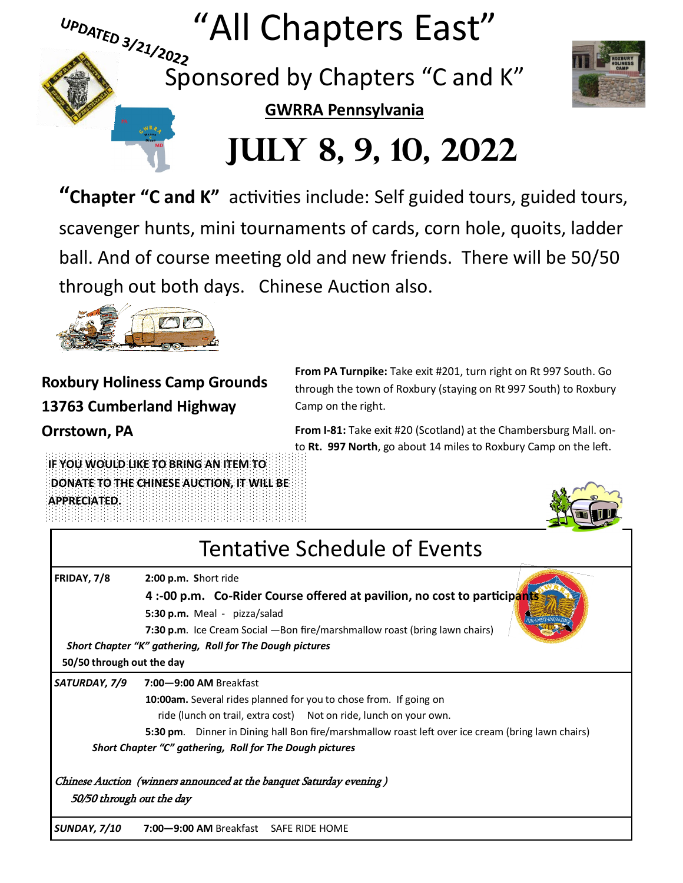UPDATED 3/21/2022

# "All Chapters East"

## Sponsored by Chapters "C and K"

**GWRRA Pennsylvania**

# JULY 8, 9, 10, 2022

"**Chapter "C and K"** activities include: Self guided tours, guided tours, scavenger hunts, mini tournaments of cards, corn hole, quoits, ladder ball. And of course meeting old and new friends. There will be 50/50 through out both days. Chinese Auction also.

**Roxbury Holiness Camp Grounds**
**13763 Cumberland Highway**
**Orrstown, PA**

**From PA Turnpike:** Take exit #201, turn right on Rt 997 South. Go through the town of Roxbury (staying on Rt 997 South) to Roxbury Camp on the right.

**From I-81:** Take exit #20 (Scotland) at the Chambersburg Mall. onto **Rt. 997 North**, go about 14 miles to Roxbury Camp on the left.

**IF YOU WOULD LIKE TO BRING AN ITEM TO DONATE TO THE CHINESE AUCTION, IT WILL BE APPRECIATED.**

## Tentative Schedule of Events

**FRIDAY, 7/8**

- **2:00 p.m. S**hort ride
- **4 :-00 p.m. Co-Rider Course offered at pavilion, no cost to participants**
- **5:30 p.m.** Meal - pizza/salad
- **7:30 p.m**. Ice Cream Social —Bon fire/marshmallow roast (bring lawn chairs)

***Short Chapter "K" gathering, Roll for The Dough pictures***

**50/50 through out the day**

***SATURDAY, 7/9***

- **7:00—9:00 AM** Breakfast
- **10:00am.** Several rides planned for you to chose from. If going on ride (lunch on trail, extra cost) Not on ride, lunch on your own.
- **5:30 pm**. Dinner in Dining hall Bon fire/marshmallow roast left over ice cream (bring lawn chairs)

***Short Chapter "C" gathering, Roll for The Dough pictures***

*Chinese Auction (winners announced at the banquet Saturday evening )*

*50/50 through out the day*

***SUNDAY, 7/10*** **7:00—9:00 AM** Breakfast SAFE RIDE HOME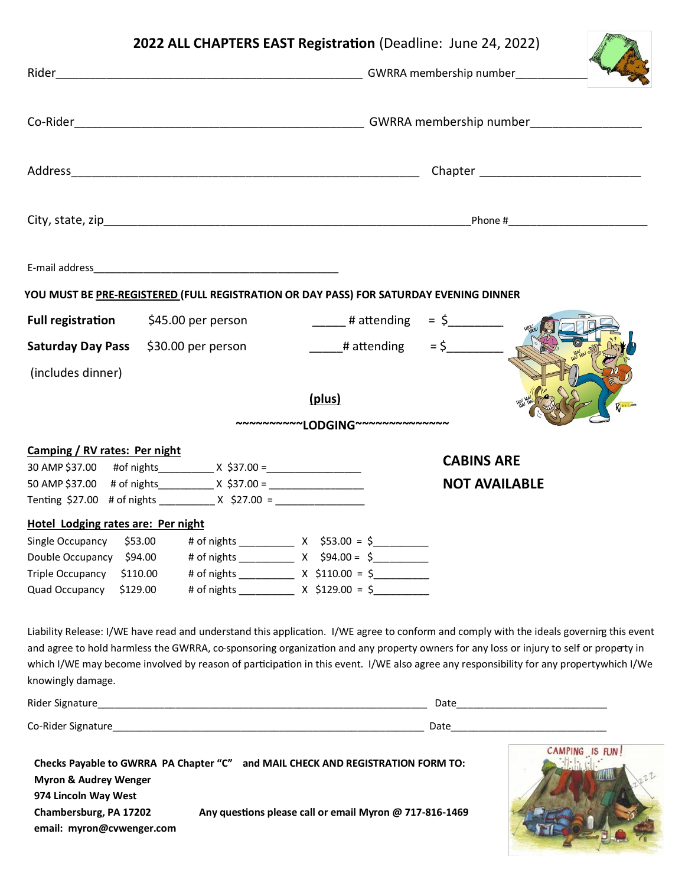## 2022 ALL CHAPTERS EAST Registration (Deadline: June 24, 2022)

Rider_______________________________________________ GWRRA membership number___________

Co-Rider____________________________________________ GWRRA membership number________________

Address_____________________________________________________ Chapter ________________________

City, state, zip______________________________________________________Phone #_______________________

E-mail address__________________________________________

**YOU MUST BE PRE-REGISTERED (FULL REGISTRATION OR DAY PASS) FOR SATURDAY EVENING DINNER**

**Full registration** $45.00 per person _____ # attending = $________

**Saturday Day Pass** $30.00 per person _____# attending = $________

(includes dinner)

**(plus)**

~~~~~~~~~~LODGING~~~~~~~~~~~~~

**Camping / RV rates: Per night**

30 AMP $37.00 #of nights_________ X $37.00 =________________

50 AMP $37.00 # of nights_________ X $37.00 = ________________

Tenting $27.00 # of nights _________ X $27.00 = ________________

**CABINS ARE NOT AVAILABLE**

**Hotel Lodging rates are: Per night**

Single Occupancy $53.00 # of nights _________ X $53.00 = $_________

Double Occupancy $94.00 # of nights _________ X $94.00 = $_________

Triple Occupancy $110.00 # of nights _________ X $110.00 = $_________

Quad Occupancy $129.00 # of nights _________ X $129.00 = $_________

Liability Release: I/WE have read and understand this application. I/WE agree to conform and comply with the ideals governing this event and agree to hold harmless the GWRRA, co-sponsoring organization and any property owners for any loss or injury to self or property in which I/WE may become involved by reason of participation in this event. I/WE also agree any responsibility for any propertywhich I/We knowingly damage.

Rider Signature_______________________________________________________ Date_________________________

Co-Rider Signature____________________________________________________ Date_________________________

**Checks Payable to GWRRA PA Chapter "C" and MAIL CHECK AND REGISTRATION FORM TO:**
**Myron & Audrey Wenger**
**974 Lincoln Way West**
**Chambersburg, PA 17202**
**email: myron@cvwenger.com**

**Any questions please call or email Myron @ 717-816-1469**